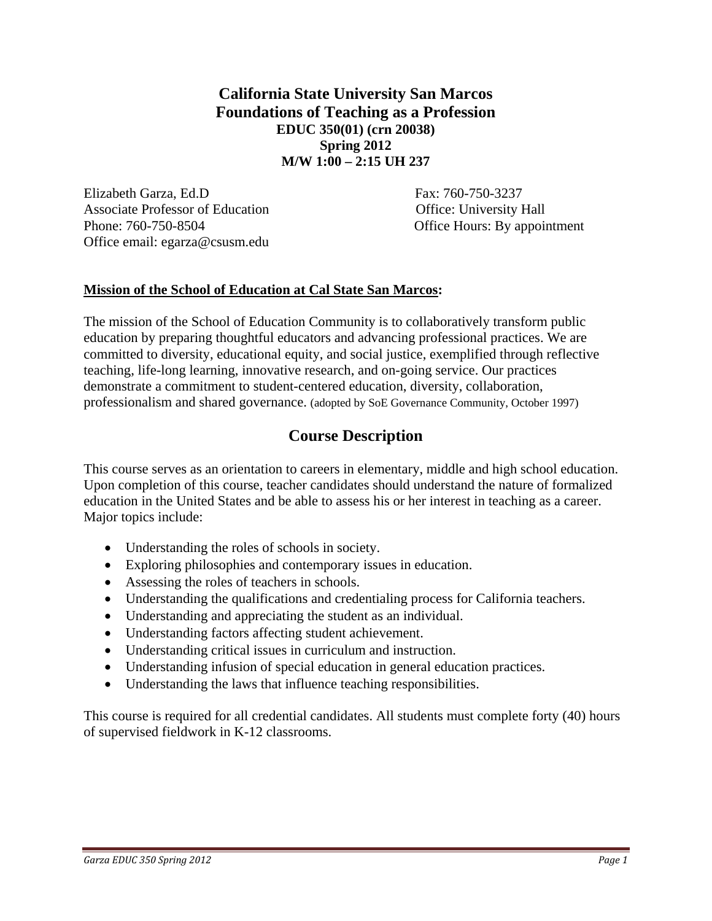# California State University San Marcos
# Foundations of Teaching as a Profession

**EDUC 350(01) (crn 20038)**
**Spring 2012**
**M/W 1:00 – 2:15 UH 237**

Elizabeth Garza, Ed.D
Associate Professor of Education
Phone: 760-750-8504
Office email: egarza@csusm.edu

Fax: 760-750-3237
Office: University Hall
Office Hours: By appointment

**Mission of the School of Education at Cal State San Marcos:**

The mission of the School of Education Community is to collaboratively transform public education by preparing thoughtful educators and advancing professional practices. We are committed to diversity, educational equity, and social justice, exemplified through reflective teaching, life-long learning, innovative research, and on-going service. Our practices demonstrate a commitment to student-centered education, diversity, collaboration, professionalism and shared governance. (adopted by SoE Governance Community, October 1997)

## Course Description

This course serves as an orientation to careers in elementary, middle and high school education. Upon completion of this course, teacher candidates should understand the nature of formalized education in the United States and be able to assess his or her interest in teaching as a career. Major topics include:

- Understanding the roles of schools in society.
- Exploring philosophies and contemporary issues in education.
- Assessing the roles of teachers in schools.
- Understanding the qualifications and credentialing process for California teachers.
- Understanding and appreciating the student as an individual.
- Understanding factors affecting student achievement.
- Understanding critical issues in curriculum and instruction.
- Understanding infusion of special education in general education practices.
- Understanding the laws that influence teaching responsibilities.

This course is required for all credential candidates. All students must complete forty (40) hours of supervised fieldwork in K-12 classrooms.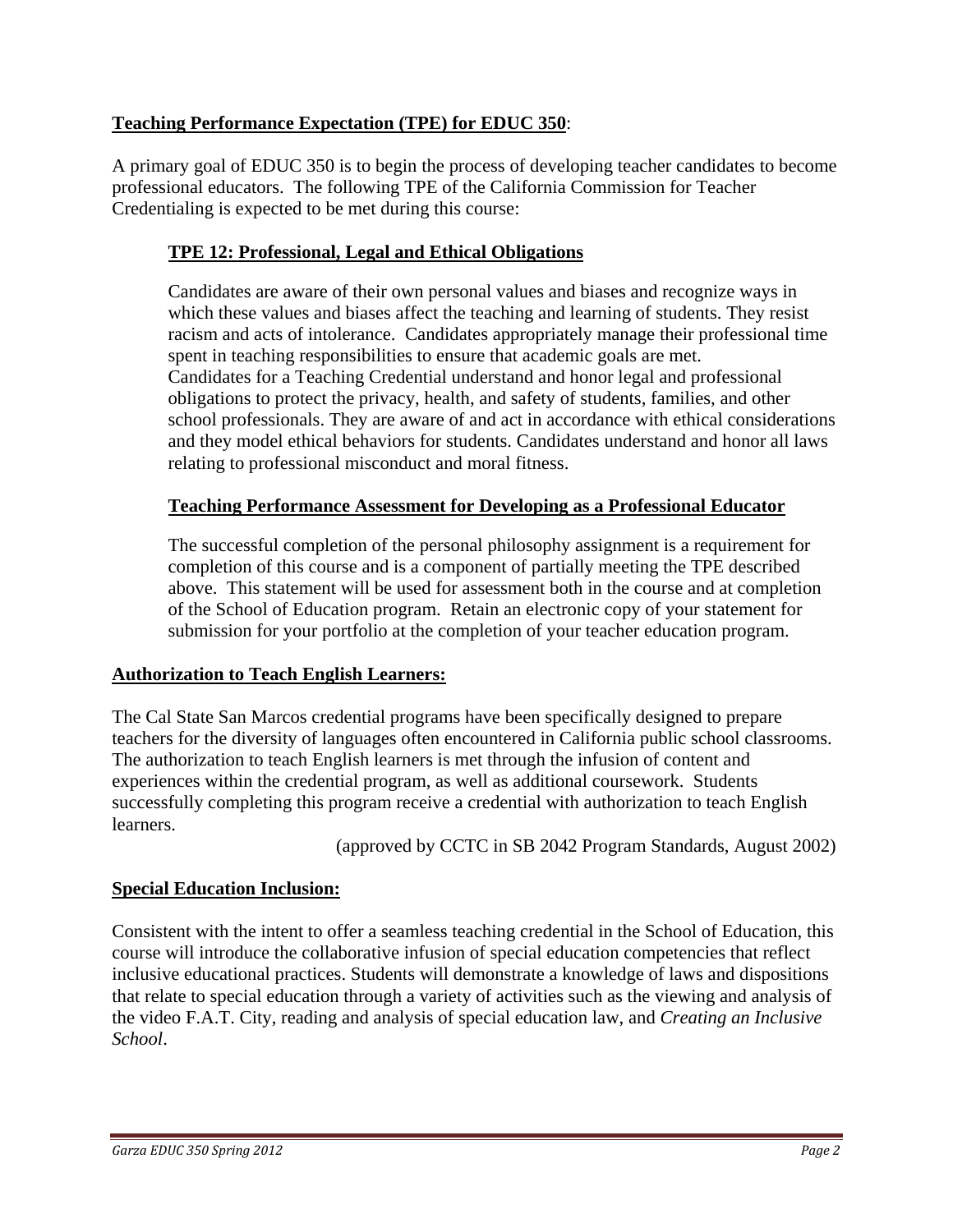## **Teaching Performance Expectation (TPE) for EDUC 350**:

A primary goal of EDUC 350 is to begin the process of developing teacher candidates to become professional educators. The following TPE of the California Commission for Teacher Credentialing is expected to be met during this course:

### **TPE 12: Professional, Legal and Ethical Obligations**

Candidates are aware of their own personal values and biases and recognize ways in which these values and biases affect the teaching and learning of students. They resist racism and acts of intolerance. Candidates appropriately manage their professional time spent in teaching responsibilities to ensure that academic goals are met. Candidates for a Teaching Credential understand and honor legal and professional obligations to protect the privacy, health, and safety of students, families, and other school professionals. They are aware of and act in accordance with ethical considerations and they model ethical behaviors for students. Candidates understand and honor all laws relating to professional misconduct and moral fitness.

### **Teaching Performance Assessment for Developing as a Professional Educator**

The successful completion of the personal philosophy assignment is a requirement for completion of this course and is a component of partially meeting the TPE described above. This statement will be used for assessment both in the course and at completion of the School of Education program. Retain an electronic copy of your statement for submission for your portfolio at the completion of your teacher education program.

## **Authorization to Teach English Learners:**

The Cal State San Marcos credential programs have been specifically designed to prepare teachers for the diversity of languages often encountered in California public school classrooms. The authorization to teach English learners is met through the infusion of content and experiences within the credential program, as well as additional coursework. Students successfully completing this program receive a credential with authorization to teach English learners.

(approved by CCTC in SB 2042 Program Standards, August 2002)

## **Special Education Inclusion:**

Consistent with the intent to offer a seamless teaching credential in the School of Education, this course will introduce the collaborative infusion of special education competencies that reflect inclusive educational practices. Students will demonstrate a knowledge of laws and dispositions that relate to special education through a variety of activities such as the viewing and analysis of the video F.A.T. City, reading and analysis of special education law, and *Creating an Inclusive School*.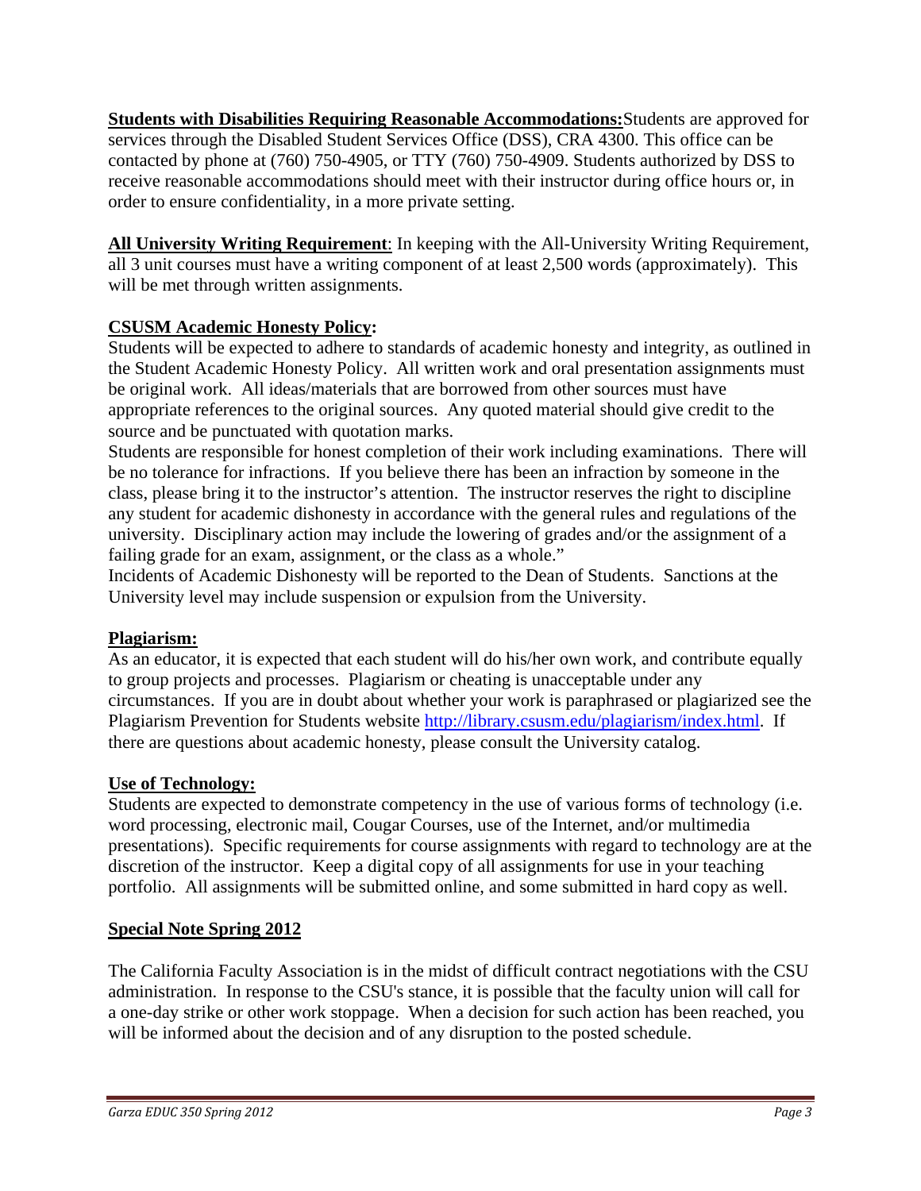**Students with Disabilities Requiring Reasonable Accommodations:** Students are approved for services through the Disabled Student Services Office (DSS), CRA 4300. This office can be contacted by phone at (760) 750-4905, or TTY (760) 750-4909. Students authorized by DSS to receive reasonable accommodations should meet with their instructor during office hours or, in order to ensure confidentiality, in a more private setting.

**All University Writing Requirement**: In keeping with the All-University Writing Requirement, all 3 unit courses must have a writing component of at least 2,500 words (approximately). This will be met through written assignments.

**CSUSM Academic Honesty Policy:**

Students will be expected to adhere to standards of academic honesty and integrity, as outlined in the Student Academic Honesty Policy. All written work and oral presentation assignments must be original work. All ideas/materials that are borrowed from other sources must have appropriate references to the original sources. Any quoted material should give credit to the source and be punctuated with quotation marks.

Students are responsible for honest completion of their work including examinations. There will be no tolerance for infractions. If you believe there has been an infraction by someone in the class, please bring it to the instructor's attention. The instructor reserves the right to discipline any student for academic dishonesty in accordance with the general rules and regulations of the university. Disciplinary action may include the lowering of grades and/or the assignment of a failing grade for an exam, assignment, or the class as a whole."

Incidents of Academic Dishonesty will be reported to the Dean of Students. Sanctions at the University level may include suspension or expulsion from the University.

**Plagiarism:**

As an educator, it is expected that each student will do his/her own work, and contribute equally to group projects and processes. Plagiarism or cheating is unacceptable under any circumstances. If you are in doubt about whether your work is paraphrased or plagiarized see the Plagiarism Prevention for Students website http://library.csusm.edu/plagiarism/index.html. If there are questions about academic honesty, please consult the University catalog.

**Use of Technology:**

Students are expected to demonstrate competency in the use of various forms of technology (i.e. word processing, electronic mail, Cougar Courses, use of the Internet, and/or multimedia presentations). Specific requirements for course assignments with regard to technology are at the discretion of the instructor. Keep a digital copy of all assignments for use in your teaching portfolio. All assignments will be submitted online, and some submitted in hard copy as well.

**Special Note Spring 2012**

The California Faculty Association is in the midst of difficult contract negotiations with the CSU administration. In response to the CSU's stance, it is possible that the faculty union will call for a one-day strike or other work stoppage. When a decision for such action has been reached, you will be informed about the decision and of any disruption to the posted schedule.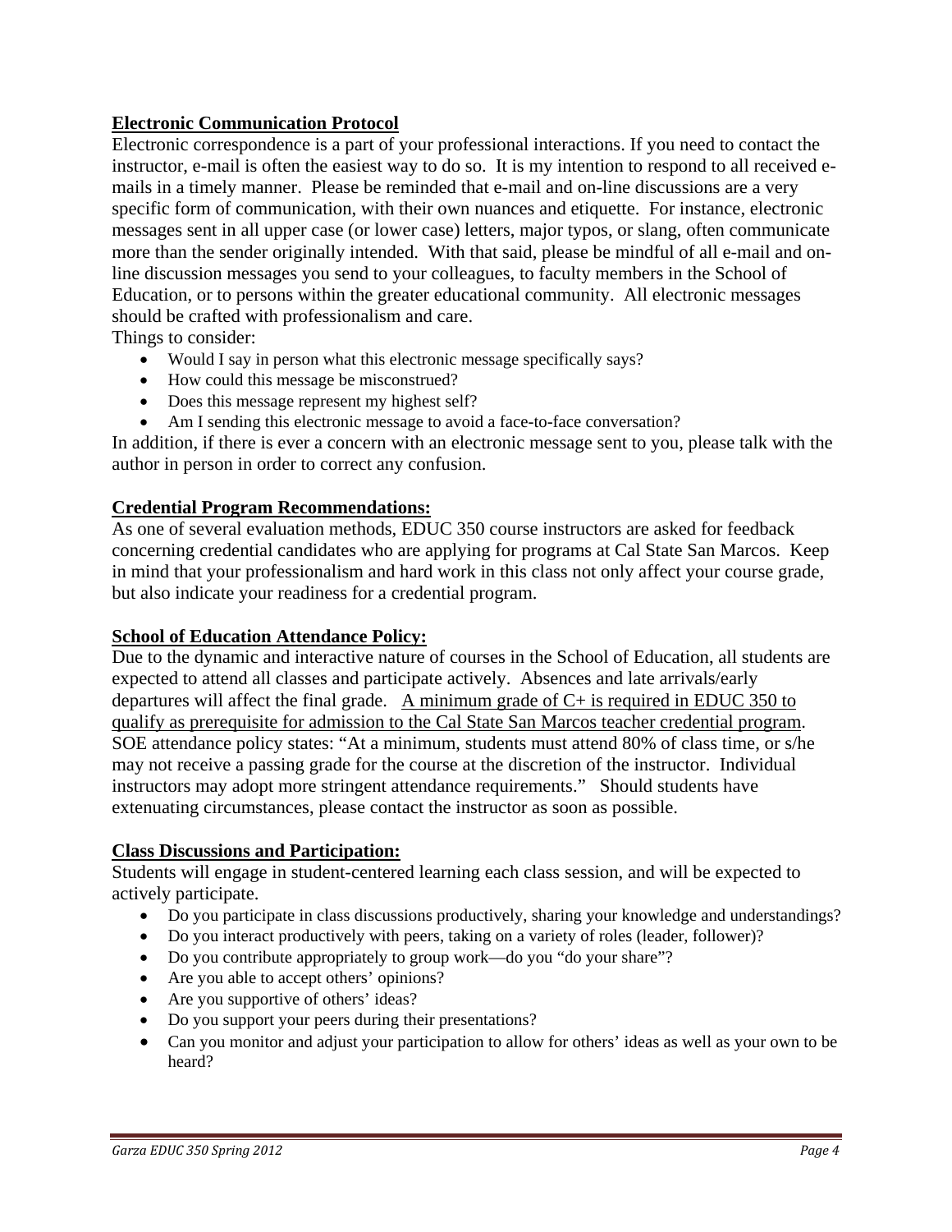**Electronic Communication Protocol**

Electronic correspondence is a part of your professional interactions. If you need to contact the instructor, e-mail is often the easiest way to do so. It is my intention to respond to all received e-mails in a timely manner. Please be reminded that e-mail and on-line discussions are a very specific form of communication, with their own nuances and etiquette. For instance, electronic messages sent in all upper case (or lower case) letters, major typos, or slang, often communicate more than the sender originally intended. With that said, please be mindful of all e-mail and on-line discussion messages you send to your colleagues, to faculty members in the School of Education, or to persons within the greater educational community. All electronic messages should be crafted with professionalism and care.

Things to consider:

- Would I say in person what this electronic message specifically says?
- How could this message be misconstrued?
- Does this message represent my highest self?
- Am I sending this electronic message to avoid a face-to-face conversation?

In addition, if there is ever a concern with an electronic message sent to you, please talk with the author in person in order to correct any confusion.

**Credential Program Recommendations:**

As one of several evaluation methods, EDUC 350 course instructors are asked for feedback concerning credential candidates who are applying for programs at Cal State San Marcos. Keep in mind that your professionalism and hard work in this class not only affect your course grade, but also indicate your readiness for a credential program.

**School of Education Attendance Policy:**

Due to the dynamic and interactive nature of courses in the School of Education, all students are expected to attend all classes and participate actively. Absences and late arrivals/early departures will affect the final grade. A minimum grade of C+ is required in EDUC 350 to qualify as prerequisite for admission to the Cal State San Marcos teacher credential program. SOE attendance policy states: "At a minimum, students must attend 80% of class time, or s/he may not receive a passing grade for the course at the discretion of the instructor. Individual instructors may adopt more stringent attendance requirements." Should students have extenuating circumstances, please contact the instructor as soon as possible.

**Class Discussions and Participation:**

Students will engage in student-centered learning each class session, and will be expected to actively participate.

- Do you participate in class discussions productively, sharing your knowledge and understandings?
- Do you interact productively with peers, taking on a variety of roles (leader, follower)?
- Do you contribute appropriately to group work—do you "do your share"?
- Are you able to accept others' opinions?
- Are you supportive of others' ideas?
- Do you support your peers during their presentations?
- Can you monitor and adjust your participation to allow for others' ideas as well as your own to be heard?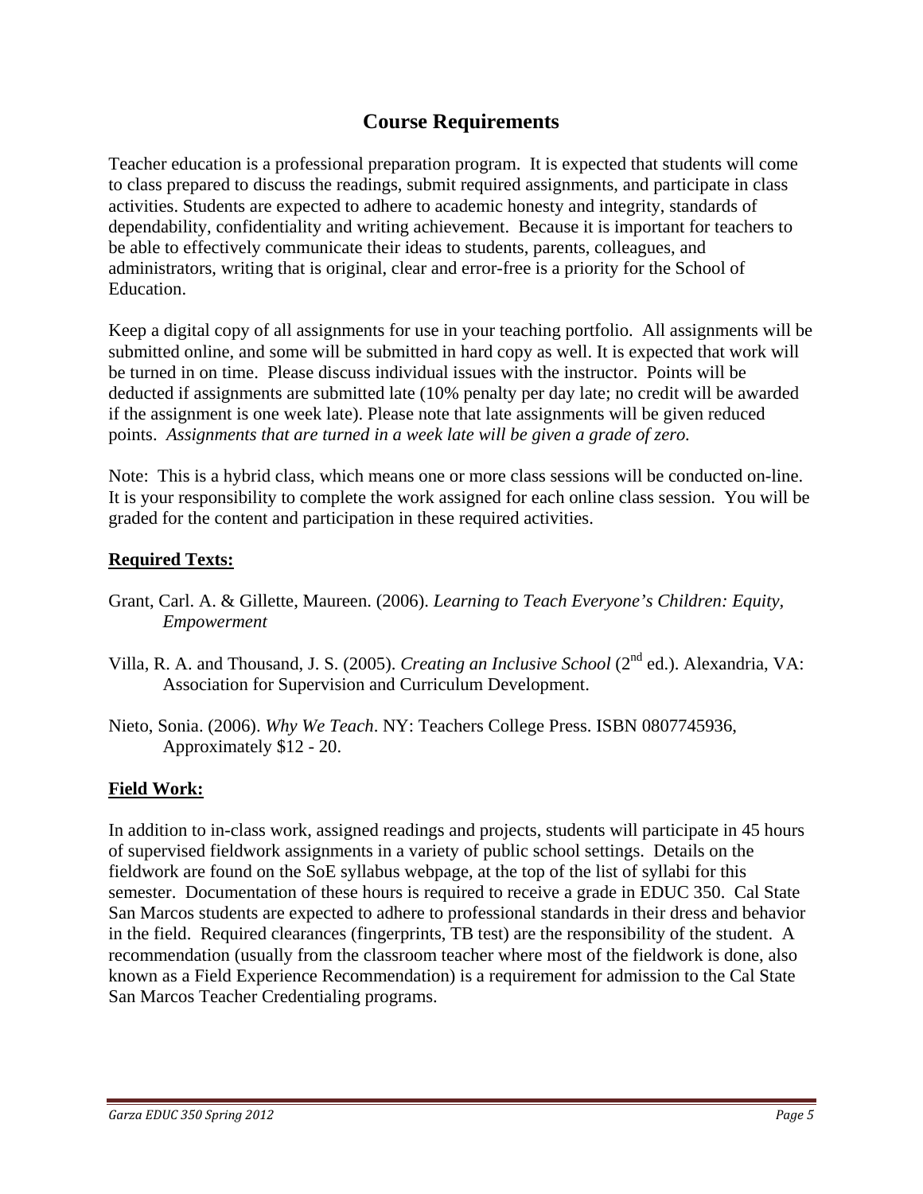## Course Requirements

Teacher education is a professional preparation program. It is expected that students will come to class prepared to discuss the readings, submit required assignments, and participate in class activities. Students are expected to adhere to academic honesty and integrity, standards of dependability, confidentiality and writing achievement. Because it is important for teachers to be able to effectively communicate their ideas to students, parents, colleagues, and administrators, writing that is original, clear and error-free is a priority for the School of Education.

Keep a digital copy of all assignments for use in your teaching portfolio. All assignments will be submitted online, and some will be submitted in hard copy as well. It is expected that work will be turned in on time. Please discuss individual issues with the instructor. Points will be deducted if assignments are submitted late (10% penalty per day late; no credit will be awarded if the assignment is one week late). Please note that late assignments will be given reduced points. *Assignments that are turned in a week late will be given a grade of zero.*

Note: This is a hybrid class, which means one or more class sessions will be conducted on-line. It is your responsibility to complete the work assigned for each online class session. You will be graded for the content and participation in these required activities.

**Required Texts:**

Grant, Carl. A. & Gillette, Maureen. (2006). *Learning to Teach Everyone's Children: Equity, Empowerment*

Villa, R. A. and Thousand, J. S. (2005). *Creating an Inclusive School* (2nd ed.). Alexandria, VA: Association for Supervision and Curriculum Development.

Nieto, Sonia. (2006). *Why We Teach*. NY: Teachers College Press. ISBN 0807745936, Approximately $12 - 20.

**Field Work:**

In addition to in-class work, assigned readings and projects, students will participate in 45 hours of supervised fieldwork assignments in a variety of public school settings. Details on the fieldwork are found on the SoE syllabus webpage, at the top of the list of syllabi for this semester. Documentation of these hours is required to receive a grade in EDUC 350. Cal State San Marcos students are expected to adhere to professional standards in their dress and behavior in the field. Required clearances (fingerprints, TB test) are the responsibility of the student. A recommendation (usually from the classroom teacher where most of the fieldwork is done, also known as a Field Experience Recommendation) is a requirement for admission to the Cal State San Marcos Teacher Credentialing programs.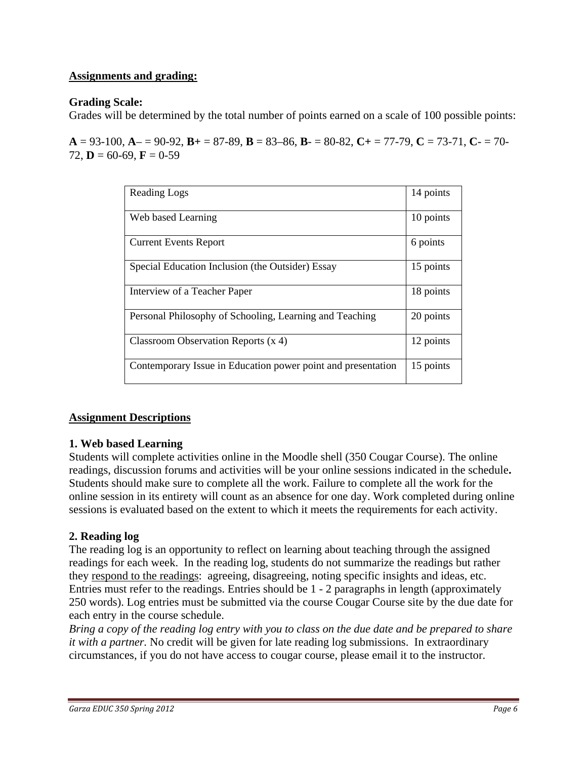**<u>Assignments and grading:</u>**

**Grading Scale:**
Grades will be determined by the total number of points earned on a scale of 100 possible points:

**A** = 93-100, **A**– = 90-92, **B+** = 87-89, **B** = 83–86, **B**- = 80-82, **C+** = 77-79, **C** = 73-71, **C**- = 70-72, **D** = 60-69, **F** = 0-59

| Assignment | Points |
|---|---|
| Reading Logs | 14 points |
| Web based Learning | 10 points |
| Current Events Report | 6 points |
| Special Education Inclusion (the Outsider) Essay | 15 points |
| Interview of a Teacher Paper | 18 points |
| Personal Philosophy of Schooling, Learning and Teaching | 20 points |
| Classroom Observation Reports (x 4) | 12 points |
| Contemporary Issue in Education power point and presentation | 15 points |

**<u>Assignment Descriptions</u>**

**1. Web based Learning**
Students will complete activities online in the Moodle shell (350 Cougar Course). The online readings, discussion forums and activities will be your online sessions indicated in the schedule**.** Students should make sure to complete all the work. Failure to complete all the work for the online session in its entirety will count as an absence for one day. Work completed during online sessions is evaluated based on the extent to which it meets the requirements for each activity.

**2. Reading log**
The reading log is an opportunity to reflect on learning about teaching through the assigned readings for each week. In the reading log, students do not summarize the readings but rather they <u>respond to the readings</u>: agreeing, disagreeing, noting specific insights and ideas, etc. Entries must refer to the readings. Entries should be 1 - 2 paragraphs in length (approximately 250 words). Log entries must be submitted via the course Cougar Course site by the due date for each entry in the course schedule.
*Bring a copy of the reading log entry with you to class on the due date and be prepared to share it with a partner*. No credit will be given for late reading log submissions. In extraordinary circumstances, if you do not have access to cougar course, please email it to the instructor.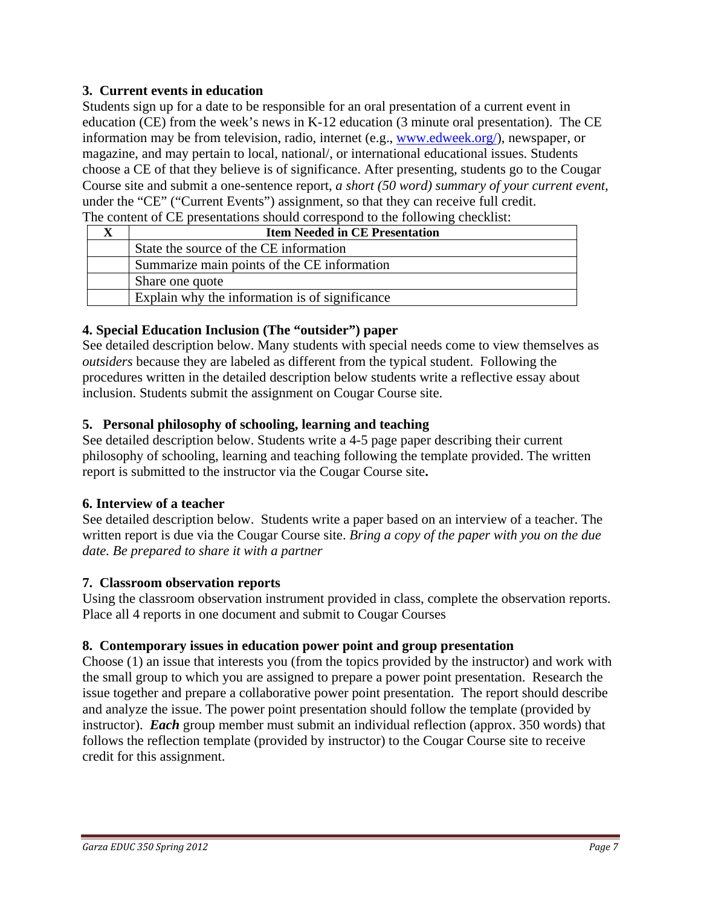### 3. Current events in education

Students sign up for a date to be responsible for an oral presentation of a current event in education (CE) from the week's news in K-12 education (3 minute oral presentation). The CE information may be from television, radio, internet (e.g., www.edweek.org/), newspaper, or magazine, and may pertain to local, national/, or international educational issues. Students choose a CE of that they believe is of significance. After presenting, students go to the Cougar Course site and submit a one-sentence report, *a short (50 word) summary of your current event,* under the "CE" ("Current Events") assignment, so that they can receive full credit.

The content of CE presentations should correspond to the following checklist:

| X | Item Needed in CE Presentation |
|---|---|
| | State the source of the CE information |
| | Summarize main points of the CE information |
| | Share one quote |
| | Explain why the information is of significance |

### 4. Special Education Inclusion (The "outsider") paper

See detailed description below. Many students with special needs come to view themselves as *outsiders* because they are labeled as different from the typical student. Following the procedures written in the detailed description below students write a reflective essay about inclusion. Students submit the assignment on Cougar Course site.

### 5. Personal philosophy of schooling, learning and teaching

See detailed description below. Students write a 4-5 page paper describing their current philosophy of schooling, learning and teaching following the template provided. The written report is submitted to the instructor via the Cougar Course site**.**

### 6. Interview of a teacher

See detailed description below. Students write a paper based on an interview of a teacher. The written report is due via the Cougar Course site. *Bring a copy of the paper with you on the due date. Be prepared to share it with a partner*

### 7. Classroom observation reports

Using the classroom observation instrument provided in class, complete the observation reports. Place all 4 reports in one document and submit to Cougar Courses

### 8. Contemporary issues in education power point and group presentation

Choose (1) an issue that interests you (from the topics provided by the instructor) and work with the small group to which you are assigned to prepare a power point presentation. Research the issue together and prepare a collaborative power point presentation. The report should describe and analyze the issue. The power point presentation should follow the template (provided by instructor). ***Each*** group member must submit an individual reflection (approx. 350 words) that follows the reflection template (provided by instructor) to the Cougar Course site to receive credit for this assignment.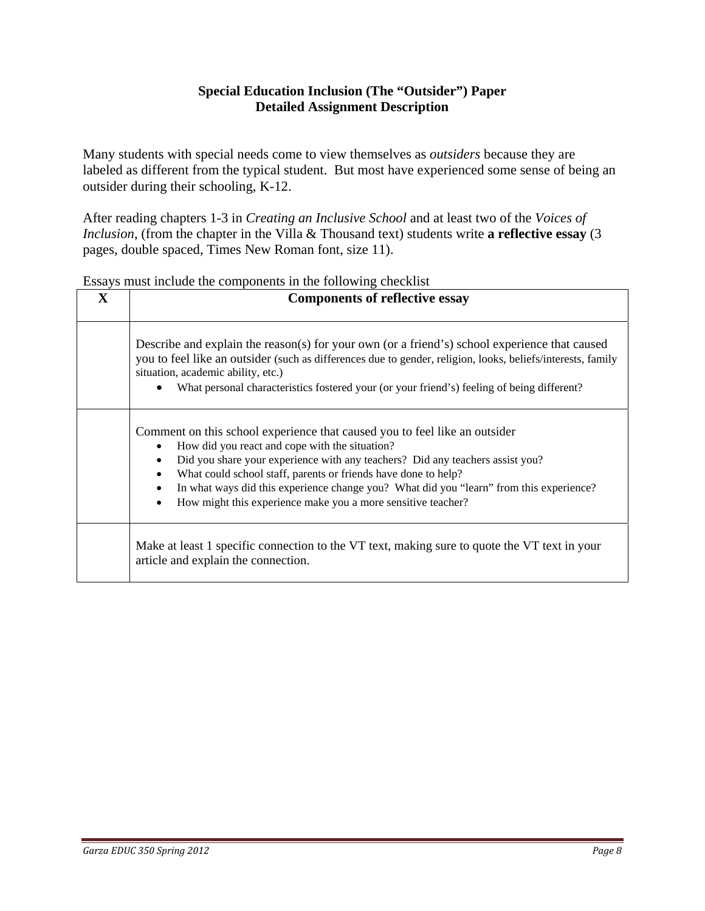## Special Education Inclusion (The "Outsider") Paper
## Detailed Assignment Description

Many students with special needs come to view themselves as *outsiders* because they are labeled as different from the typical student. But most have experienced some sense of being an outsider during their schooling, K-12.

After reading chapters 1-3 in *Creating an Inclusive School* and at least two of the *Voices of Inclusion*, (from the chapter in the Villa & Thousand text) students write **a reflective essay** (3 pages, double spaced, Times New Roman font, size 11).

Essays must include the components in the following checklist

| X | Components of reflective essay |
|---|---|
| | Describe and explain the reason(s) for your own (or a friend's) school experience that caused you to feel like an outsider (such as differences due to gender, religion, looks, beliefs/interests, family situation, academic ability, etc.)<br>• What personal characteristics fostered your (or your friend's) feeling of being different? |
| | Comment on this school experience that caused you to feel like an outsider<br>• How did you react and cope with the situation?<br>• Did you share your experience with any teachers? Did any teachers assist you?<br>• What could school staff, parents or friends have done to help?<br>• In what ways did this experience change you? What did you "learn" from this experience?<br>• How might this experience make you a more sensitive teacher? |
| | Make at least 1 specific connection to the VT text, making sure to quote the VT text in your article and explain the connection. |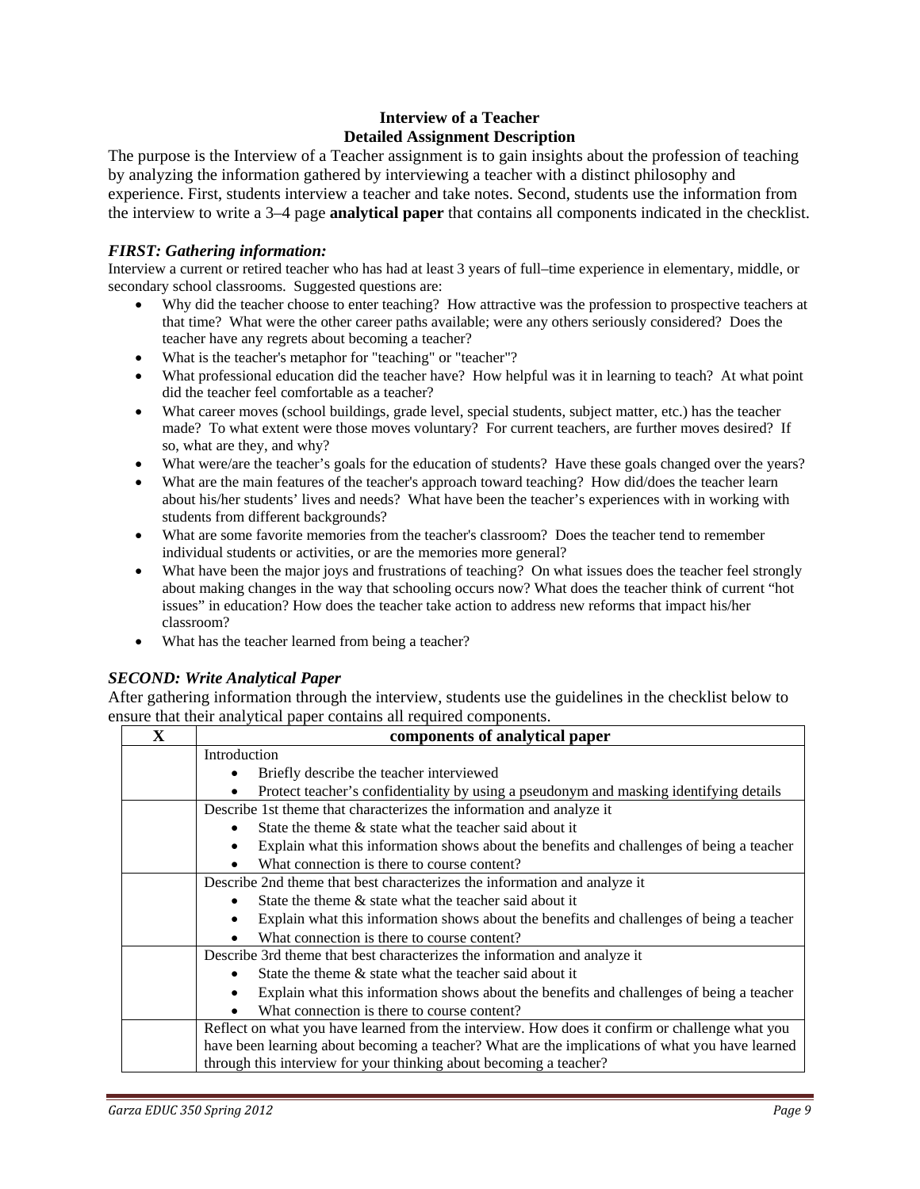**Interview of a Teacher**
**Detailed Assignment Description**

The purpose is the Interview of a Teacher assignment is to gain insights about the profession of teaching by analyzing the information gathered by interviewing a teacher with a distinct philosophy and experience. First, students interview a teacher and take notes. Second, students use the information from the interview to write a 3–4 page **analytical paper** that contains all components indicated in the checklist.

***FIRST: Gathering information:***

Interview a current or retired teacher who has had at least 3 years of full–time experience in elementary, middle, or secondary school classrooms. Suggested questions are:

- Why did the teacher choose to enter teaching? How attractive was the profession to prospective teachers at that time? What were the other career paths available; were any others seriously considered? Does the teacher have any regrets about becoming a teacher?
- What is the teacher's metaphor for "teaching" or "teacher"?
- What professional education did the teacher have? How helpful was it in learning to teach? At what point did the teacher feel comfortable as a teacher?
- What career moves (school buildings, grade level, special students, subject matter, etc.) has the teacher made? To what extent were those moves voluntary? For current teachers, are further moves desired? If so, what are they, and why?
- What were/are the teacher's goals for the education of students? Have these goals changed over the years?
- What are the main features of the teacher's approach toward teaching? How did/does the teacher learn about his/her students' lives and needs? What have been the teacher's experiences with in working with students from different backgrounds?
- What are some favorite memories from the teacher's classroom? Does the teacher tend to remember individual students or activities, or are the memories more general?
- What have been the major joys and frustrations of teaching? On what issues does the teacher feel strongly about making changes in the way that schooling occurs now? What does the teacher think of current "hot issues" in education? How does the teacher take action to address new reforms that impact his/her classroom?
- What has the teacher learned from being a teacher?

***SECOND: Write Analytical Paper***

After gathering information through the interview, students use the guidelines in the checklist below to ensure that their analytical paper contains all required components.

| X | components of analytical paper |
|---|---|
| | Introduction<br>• Briefly describe the teacher interviewed<br>• Protect teacher's confidentiality by using a pseudonym and masking identifying details |
| | Describe 1st theme that characterizes the information and analyze it<br>• State the theme & state what the teacher said about it<br>• Explain what this information shows about the benefits and challenges of being a teacher<br>• What connection is there to course content? |
| | Describe 2nd theme that best characterizes the information and analyze it<br>• State the theme & state what the teacher said about it<br>• Explain what this information shows about the benefits and challenges of being a teacher<br>• What connection is there to course content? |
| | Describe 3rd theme that best characterizes the information and analyze it<br>• State the theme & state what the teacher said about it<br>• Explain what this information shows about the benefits and challenges of being a teacher<br>• What connection is there to course content? |
| | Reflect on what you have learned from the interview. How does it confirm or challenge what you have been learning about becoming a teacher? What are the implications of what you have learned through this interview for your thinking about becoming a teacher? |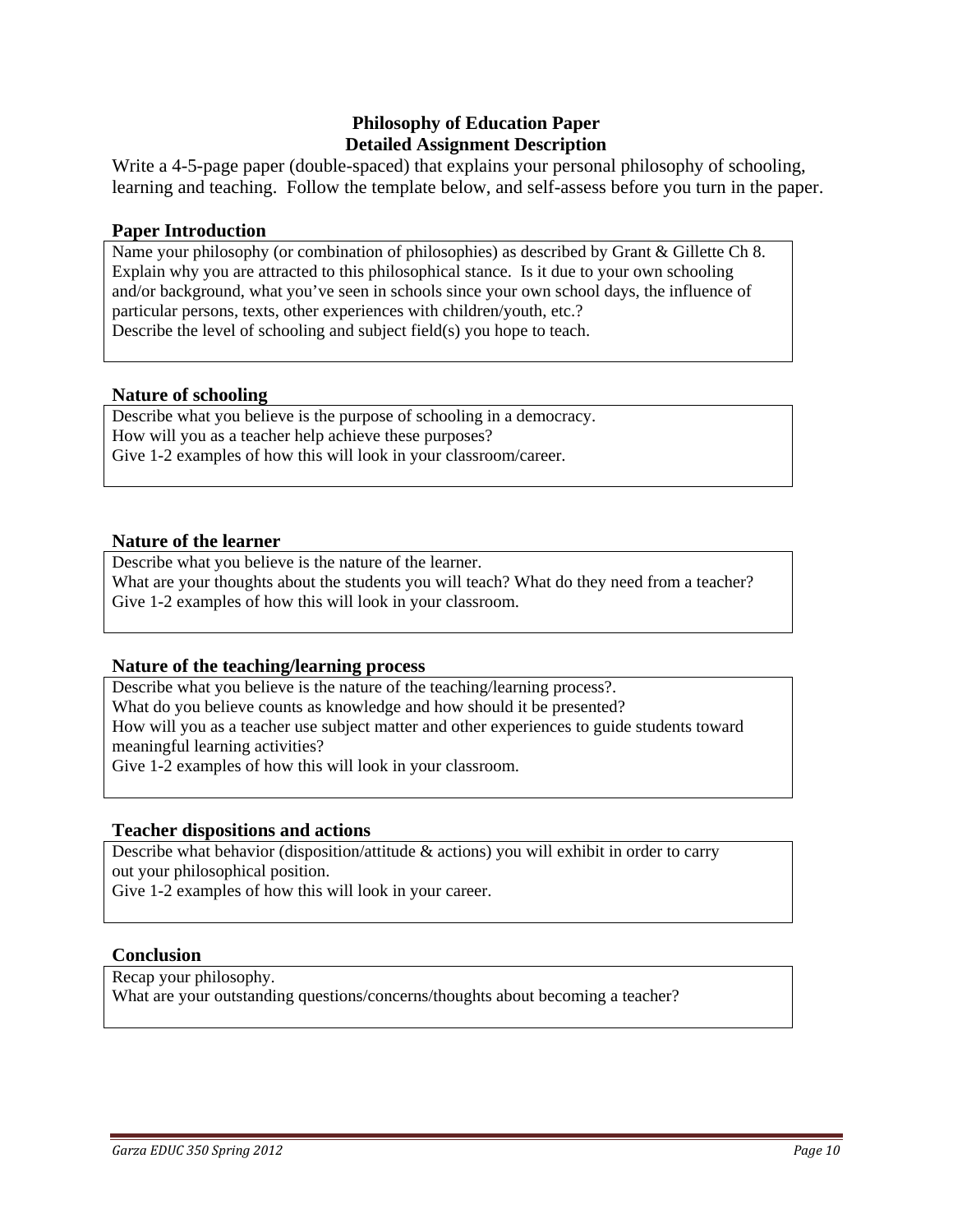**Philosophy of Education Paper**
**Detailed Assignment Description**

Write a 4-5-page paper (double-spaced) that explains your personal philosophy of schooling, learning and teaching. Follow the template below, and self-assess before you turn in the paper.

### Paper Introduction

Name your philosophy (or combination of philosophies) as described by Grant & Gillette Ch 8. Explain why you are attracted to this philosophical stance. Is it due to your own schooling and/or background, what you've seen in schools since your own school days, the influence of particular persons, texts, other experiences with children/youth, etc.?
Describe the level of schooling and subject field(s) you hope to teach.

### Nature of schooling

Describe what you believe is the purpose of schooling in a democracy.
How will you as a teacher help achieve these purposes?
Give 1-2 examples of how this will look in your classroom/career.

### Nature of the learner

Describe what you believe is the nature of the learner.
What are your thoughts about the students you will teach? What do they need from a teacher?
Give 1-2 examples of how this will look in your classroom.

### Nature of the teaching/learning process

Describe what you believe is the nature of the teaching/learning process?.
What do you believe counts as knowledge and how should it be presented?
How will you as a teacher use subject matter and other experiences to guide students toward meaningful learning activities?
Give 1-2 examples of how this will look in your classroom.

### Teacher dispositions and actions

Describe what behavior (disposition/attitude & actions) you will exhibit in order to carry out your philosophical position.
Give 1-2 examples of how this will look in your career.

### Conclusion

Recap your philosophy.
What are your outstanding questions/concerns/thoughts about becoming a teacher?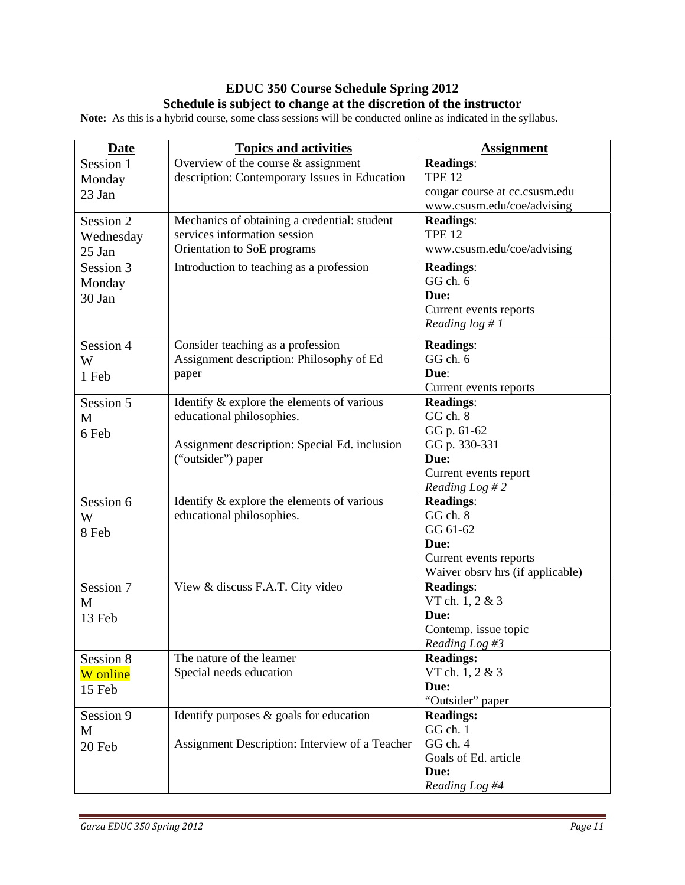# EDUC 350 Course Schedule Spring 2012

## Schedule is subject to change at the discretion of the instructor

**Note:** As this is a hybrid course, some class sessions will be conducted online as indicated in the syllabus.

| Date | Topics and activities | Assignment |
|---|---|---|
| Session 1<br>Monday<br>23 Jan | Overview of the course & assignment description: Contemporary Issues in Education | **Readings**:<br>TPE 12<br>cougar course at cc.csusm.edu<br>www.csusm.edu/coe/advising |
| Session 2<br>Wednesday<br>25 Jan | Mechanics of obtaining a credential: student services information session<br>Orientation to SoE programs | **Readings**:<br>TPE 12<br>www.csusm.edu/coe/advising |
| Session 3<br>Monday<br>30 Jan | Introduction to teaching as a profession | **Readings**:<br>GG ch. 6<br>**Due:**<br>Current events reports<br>*Reading log # 1* |
| Session 4<br>W<br>1 Feb | Consider teaching as a profession<br>Assignment description: Philosophy of Ed paper | **Readings**:<br>GG ch. 6<br>**Due**:<br>Current events reports |
| Session 5<br>M<br>6 Feb | Identify & explore the elements of various educational philosophies.<br><br>Assignment description: Special Ed. inclusion ("outsider") paper | **Readings**:<br>GG ch. 8<br>GG p. 61-62<br>GG p. 330-331<br>**Due:**<br>Current events report<br>*Reading Log # 2* |
| Session 6<br>W<br>8 Feb | Identify & explore the elements of various educational philosophies. | **Readings**:<br>GG ch. 8<br>GG 61-62<br>**Due:**<br>Current events reports<br>Waiver obsrv hrs (if applicable) |
| Session 7<br>M<br>13 Feb | View & discuss F.A.T. City video | **Readings**:<br>VT ch. 1, 2 & 3<br>**Due:**<br>Contemp. issue topic<br>*Reading Log #3* |
| Session 8<br>W online<br>15 Feb | The nature of the learner<br>Special needs education | **Readings:**<br>VT ch. 1, 2 & 3<br>**Due:**<br>"Outsider" paper |
| Session 9<br>M<br>20 Feb | Identify purposes & goals for education<br><br>Assignment Description: Interview of a Teacher | **Readings:**<br>GG ch. 1<br>GG ch. 4<br>Goals of Ed. article<br>**Due:**<br>*Reading Log #4* |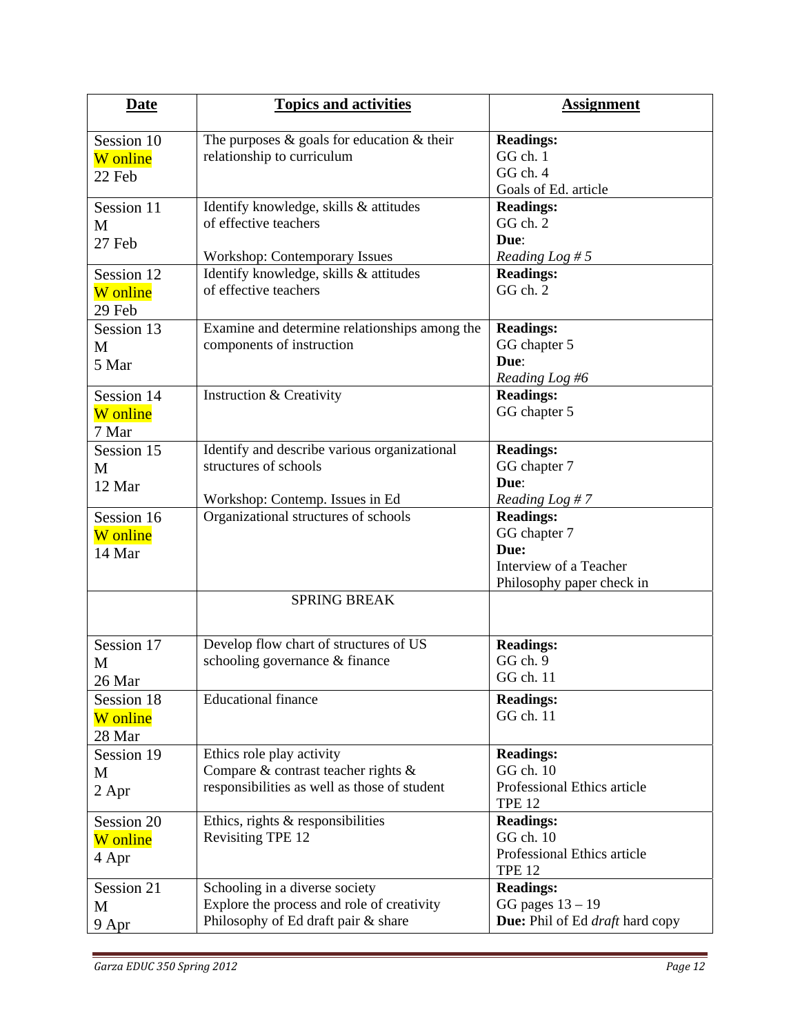| Date | Topics and activities | Assignment |
|---|---|---|
| Session 10<br>W online<br>22 Feb | The purposes & goals for education & their relationship to curriculum | **Readings:**<br>GG ch. 1<br>GG ch. 4<br>Goals of Ed. article |
| Session 11<br>M<br>27 Feb | Identify knowledge, skills & attitudes of effective teachers<br><br>Workshop: Contemporary Issues | **Readings:**<br>GG ch. 2<br>**Due**:<br>*Reading Log # 5* |
| Session 12<br>W online<br>29 Feb | Identify knowledge, skills & attitudes of effective teachers | **Readings:**<br>GG ch. 2 |
| Session 13<br>M<br>5 Mar | Examine and determine relationships among the components of instruction | **Readings:**<br>GG chapter 5<br>**Due**:<br>*Reading Log #6* |
| Session 14<br>W online<br>7 Mar | Instruction & Creativity | **Readings:**<br>GG chapter 5 |
| Session 15<br>M<br>12 Mar | Identify and describe various organizational structures of schools<br><br>Workshop: Contemp. Issues in Ed | **Readings:**<br>GG chapter 7<br>**Due**:<br>*Reading Log # 7* |
| Session 16<br>W online<br>14 Mar | Organizational structures of schools | **Readings:**<br>GG chapter 7<br>**Due:**<br>Interview of a Teacher<br>Philosophy paper check in |
| | SPRING BREAK | |
| Session 17<br>M<br>26 Mar | Develop flow chart of structures of US schooling governance & finance | **Readings:**<br>GG ch. 9<br>GG ch. 11 |
| Session 18<br>W online<br>28 Mar | Educational finance | **Readings:**<br>GG ch. 11 |
| Session 19<br>M<br>2 Apr | Ethics role play activity<br>Compare & contrast teacher rights & responsibilities as well as those of student | **Readings:**<br>GG ch. 10<br>Professional Ethics article<br>TPE 12 |
| Session 20<br>W online<br>4 Apr | Ethics, rights & responsibilities<br>Revisiting TPE 12 | **Readings:**<br>GG ch. 10<br>Professional Ethics article<br>TPE 12 |
| Session 21<br>M<br>9 Apr | Schooling in a diverse society<br>Explore the process and role of creativity<br>Philosophy of Ed draft pair & share | **Readings:**<br>GG pages 13 – 19<br>**Due:** Phil of Ed *draft* hard copy |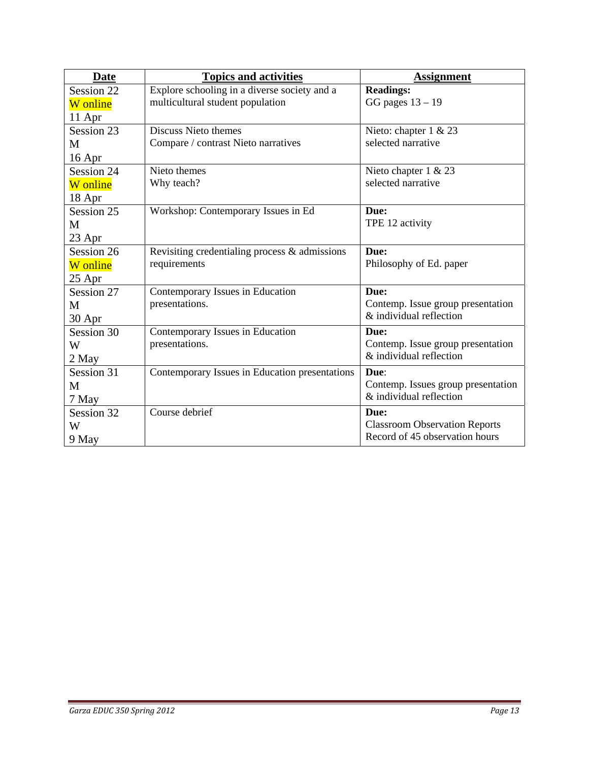| Date | Topics and activities | Assignment |
|---|---|---|
| Session 22<br>W online<br>11 Apr | Explore schooling in a diverse society and a multicultural student population | **Readings:**<br>GG pages 13 – 19 |
| Session 23<br>M<br>16 Apr | Discuss Nieto themes<br>Compare / contrast Nieto narratives | Nieto: chapter 1 & 23<br>selected narrative |
| Session 24<br>W online<br>18 Apr | Nieto themes<br>Why teach? | Nieto chapter 1 & 23<br>selected narrative |
| Session 25<br>M<br>23 Apr | Workshop: Contemporary Issues in Ed | **Due:**<br>TPE 12 activity |
| Session 26<br>W online<br>25 Apr | Revisiting credentialing process & admissions requirements | **Due:**<br>Philosophy of Ed. paper |
| Session 27<br>M<br>30 Apr | Contemporary Issues in Education presentations. | **Due:**<br>Contemp. Issue group presentation & individual reflection |
| Session 30<br>W<br>2 May | Contemporary Issues in Education presentations. | **Due:**<br>Contemp. Issue group presentation & individual reflection |
| Session 31<br>M<br>7 May | Contemporary Issues in Education presentations | **Due**:<br>Contemp. Issues group presentation & individual reflection |
| Session 32<br>W<br>9 May | Course debrief | **Due:**<br>Classroom Observation Reports<br>Record of 45 observation hours |